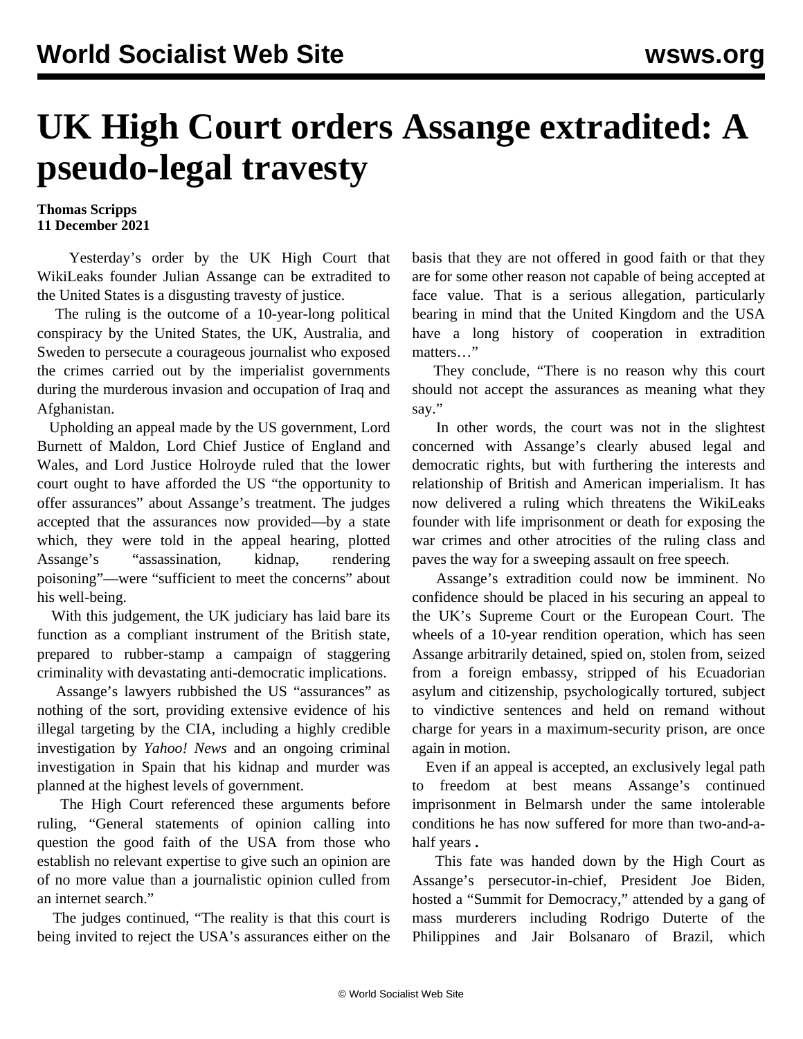# UK High Court orders Assange extradited: A pseudo-legal travesty

**Thomas Scripps**
**11 December 2021**

Yesterday's order by the UK High Court that WikiLeaks founder Julian Assange can be extradited to the United States is a disgusting travesty of justice.

The ruling is the outcome of a 10-year-long political conspiracy by the United States, the UK, Australia, and Sweden to persecute a courageous journalist who exposed the crimes carried out by the imperialist governments during the murderous invasion and occupation of Iraq and Afghanistan.

Upholding an appeal made by the US government, Lord Burnett of Maldon, Lord Chief Justice of England and Wales, and Lord Justice Holroyde ruled that the lower court ought to have afforded the US "the opportunity to offer assurances" about Assange's treatment. The judges accepted that the assurances now provided—by a state which, they were told in the appeal hearing, plotted Assange's "assassination, kidnap, rendering poisoning"—were "sufficient to meet the concerns" about his well-being.

With this judgement, the UK judiciary has laid bare its function as a compliant instrument of the British state, prepared to rubber-stamp a campaign of staggering criminality with devastating anti-democratic implications.

Assange's lawyers rubbished the US "assurances" as nothing of the sort, providing extensive evidence of his illegal targeting by the CIA, including a highly credible investigation by *Yahoo! News* and an ongoing criminal investigation in Spain that his kidnap and murder was planned at the highest levels of government.

The High Court referenced these arguments before ruling, "General statements of opinion calling into question the good faith of the USA from those who establish no relevant expertise to give such an opinion are of no more value than a journalistic opinion culled from an internet search."

The judges continued, "The reality is that this court is being invited to reject the USA's assurances either on the basis that they are not offered in good faith or that they are for some other reason not capable of being accepted at face value. That is a serious allegation, particularly bearing in mind that the United Kingdom and the USA have a long history of cooperation in extradition matters…"

They conclude, "There is no reason why this court should not accept the assurances as meaning what they say."

In other words, the court was not in the slightest concerned with Assange's clearly abused legal and democratic rights, but with furthering the interests and relationship of British and American imperialism. It has now delivered a ruling which threatens the WikiLeaks founder with life imprisonment or death for exposing the war crimes and other atrocities of the ruling class and paves the way for a sweeping assault on free speech.

Assange's extradition could now be imminent. No confidence should be placed in his securing an appeal to the UK's Supreme Court or the European Court. The wheels of a 10-year rendition operation, which has seen Assange arbitrarily detained, spied on, stolen from, seized from a foreign embassy, stripped of his Ecuadorian asylum and citizenship, psychologically tortured, subject to vindictive sentences and held on remand without charge for years in a maximum-security prison, are once again in motion.

Even if an appeal is accepted, an exclusively legal path to freedom at best means Assange's continued imprisonment in Belmarsh under the same intolerable conditions he has now suffered for more than two-and-a-half years **.**

This fate was handed down by the High Court as Assange's persecutor-in-chief, President Joe Biden, hosted a "Summit for Democracy," attended by a gang of mass murderers including Rodrigo Duterte of the Philippines and Jair Bolsanaro of Brazil, which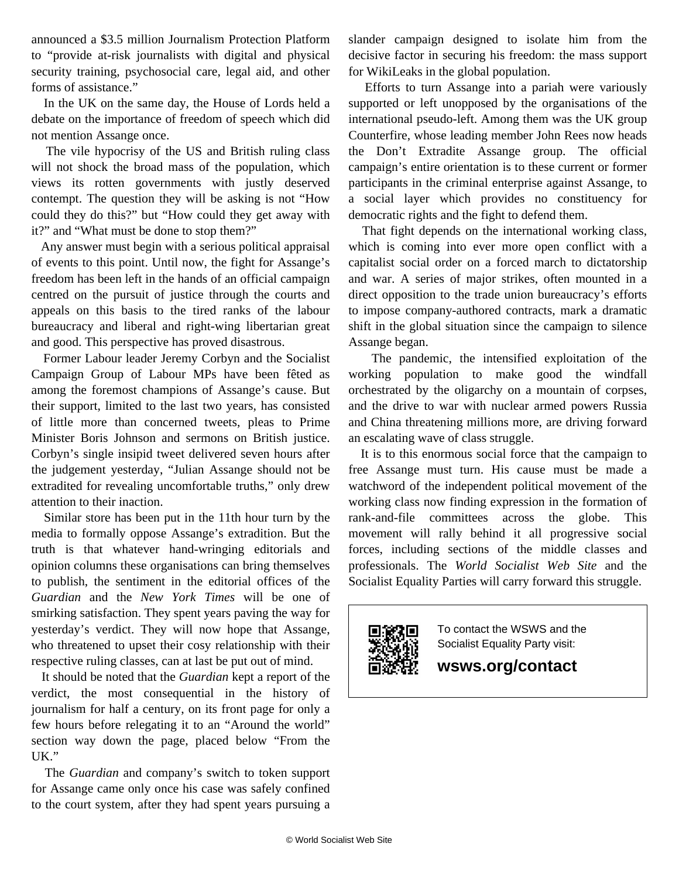announced a $3.5 million Journalism Protection Platform to "provide at-risk journalists with digital and physical security training, psychosocial care, legal aid, and other forms of assistance."

In the UK on the same day, the House of Lords held a debate on the importance of freedom of speech which did not mention Assange once.

The vile hypocrisy of the US and British ruling class will not shock the broad mass of the population, which views its rotten governments with justly deserved contempt. The question they will be asking is not "How could they do this?" but "How could they get away with it?" and "What must be done to stop them?"

Any answer must begin with a serious political appraisal of events to this point. Until now, the fight for Assange's freedom has been left in the hands of an official campaign centred on the pursuit of justice through the courts and appeals on this basis to the tired ranks of the labour bureaucracy and liberal and right-wing libertarian great and good. This perspective has proved disastrous.

Former Labour leader Jeremy Corbyn and the Socialist Campaign Group of Labour MPs have been fêted as among the foremost champions of Assange's cause. But their support, limited to the last two years, has consisted of little more than concerned tweets, pleas to Prime Minister Boris Johnson and sermons on British justice. Corbyn's single insipid tweet delivered seven hours after the judgement yesterday, "Julian Assange should not be extradited for revealing uncomfortable truths," only drew attention to their inaction.

Similar store has been put in the 11th hour turn by the media to formally oppose Assange's extradition. But the truth is that whatever hand-wringing editorials and opinion columns these organisations can bring themselves to publish, the sentiment in the editorial offices of the *Guardian* and the *New York Times* will be one of smirking satisfaction. They spent years paving the way for yesterday's verdict. They will now hope that Assange, who threatened to upset their cosy relationship with their respective ruling classes, can at last be put out of mind.

It should be noted that the *Guardian* kept a report of the verdict, the most consequential in the history of journalism for half a century, on its front page for only a few hours before relegating it to an "Around the world" section way down the page, placed below "From the UK."

The *Guardian* and company's switch to token support for Assange came only once his case was safely confined to the court system, after they had spent years pursuing a slander campaign designed to isolate him from the decisive factor in securing his freedom: the mass support for WikiLeaks in the global population.

Efforts to turn Assange into a pariah were variously supported or left unopposed by the organisations of the international pseudo-left. Among them was the UK group Counterfire, whose leading member John Rees now heads the Don't Extradite Assange group. The official campaign's entire orientation is to these current or former participants in the criminal enterprise against Assange, to a social layer which provides no constituency for democratic rights and the fight to defend them.

That fight depends on the international working class, which is coming into ever more open conflict with a capitalist social order on a forced march to dictatorship and war. A series of major strikes, often mounted in a direct opposition to the trade union bureaucracy's efforts to impose company-authored contracts, mark a dramatic shift in the global situation since the campaign to silence Assange began.

The pandemic, the intensified exploitation of the working population to make good the windfall orchestrated by the oligarchy on a mountain of corpses, and the drive to war with nuclear armed powers Russia and China threatening millions more, are driving forward an escalating wave of class struggle.

It is to this enormous social force that the campaign to free Assange must turn. His cause must be made a watchword of the independent political movement of the working class now finding expression in the formation of rank-and-file committees across the globe. This movement will rally behind it all progressive social forces, including sections of the middle classes and professionals. The *World Socialist Web Site* and the Socialist Equality Parties will carry forward this struggle.

To contact the WSWS and the Socialist Equality Party visit:

**wsws.org/contact**